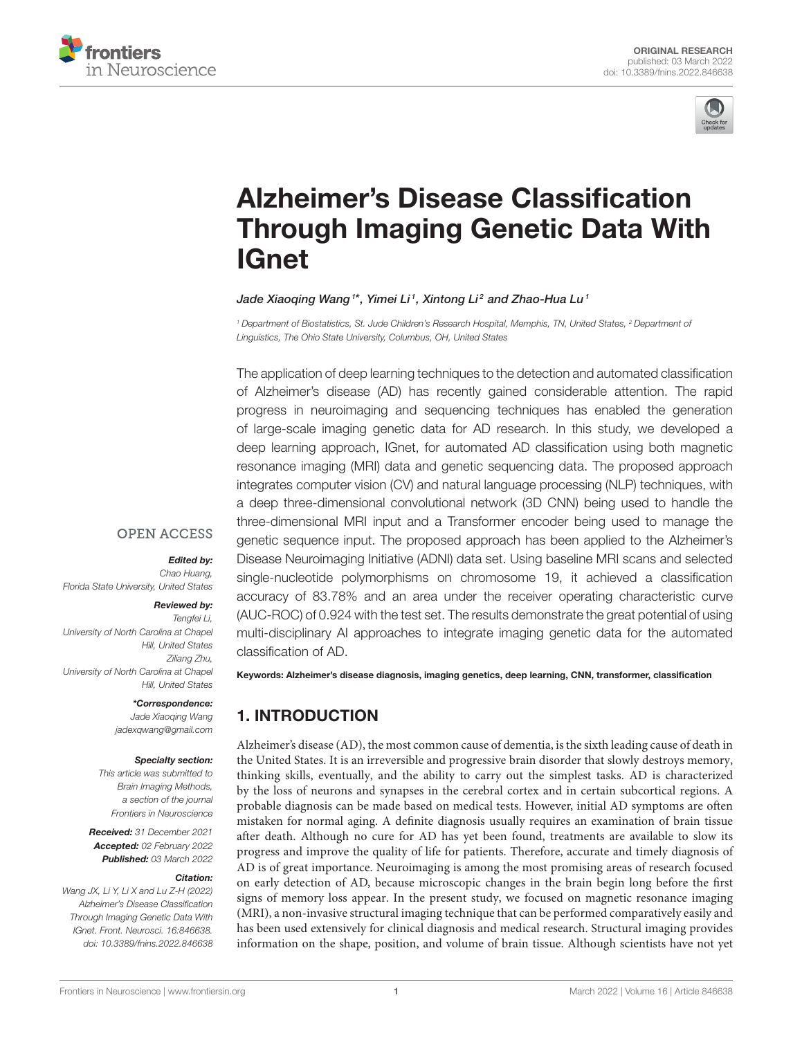ORIGINAL RESEARCH
published: 03 March 2022
doi: 10.3389/fnins.2022.846638

# Alzheimer's Disease Classification Through Imaging Genetic Data With IGnet

*Jade Xiaoqing Wang[1]\*, Yimei Li[1], Xintong Li[2] and Zhao-Hua Lu[1]*

[1] Department of Biostatistics, St. Jude Children's Research Hospital, Memphis, TN, United States, [2] Department of Linguistics, The Ohio State University, Columbus, OH, United States

The application of deep learning techniques to the detection and automated classification of Alzheimer's disease (AD) has recently gained considerable attention. The rapid progress in neuroimaging and sequencing techniques has enabled the generation of large-scale imaging genetic data for AD research. In this study, we developed a deep learning approach, IGnet, for automated AD classification using both magnetic resonance imaging (MRI) data and genetic sequencing data. The proposed approach integrates computer vision (CV) and natural language processing (NLP) techniques, with a deep three-dimensional convolutional network (3D CNN) being used to handle the three-dimensional MRI input and a Transformer encoder being used to manage the genetic sequence input. The proposed approach has been applied to the Alzheimer's Disease Neuroimaging Initiative (ADNI) data set. Using baseline MRI scans and selected single-nucleotide polymorphisms on chromosome 19, it achieved a classification accuracy of 83.78% and an area under the receiver operating characteristic curve (AUC-ROC) of 0.924 with the test set. The results demonstrate the great potential of using multi-disciplinary AI approaches to integrate imaging genetic data for the automated classification of AD.

**Keywords: Alzheimer's disease diagnosis, imaging genetics, deep learning, CNN, transformer, classification**

OPEN ACCESS

***Edited by:***
*Chao Huang,*
*Florida State University, United States*

***Reviewed by:***
*Tengfei Li,*
*University of North Carolina at Chapel Hill, United States*
*Ziliang Zhu,*
*University of North Carolina at Chapel Hill, United States*

***\*Correspondence:***
*Jade Xiaoqing Wang*
*jadexqwang@gmail.com*

***Specialty section:***
*This article was submitted to Brain Imaging Methods, a section of the journal Frontiers in Neuroscience*

***Received:*** *31 December 2021*
***Accepted:*** *02 February 2022*
***Published:*** *03 March 2022*

***Citation:***
*Wang JX, Li Y, Li X and Lu Z-H (2022) Alzheimer's Disease Classification Through Imaging Genetic Data With IGnet. Front. Neurosci. 16:846638. doi: 10.3389/fnins.2022.846638*

## 1. INTRODUCTION

Alzheimer's disease (AD), the most common cause of dementia, is the sixth leading cause of death in the United States. It is an irreversible and progressive brain disorder that slowly destroys memory, thinking skills, eventually, and the ability to carry out the simplest tasks. AD is characterized by the loss of neurons and synapses in the cerebral cortex and in certain subcortical regions. A probable diagnosis can be made based on medical tests. However, initial AD symptoms are often mistaken for normal aging. A definite diagnosis usually requires an examination of brain tissue after death. Although no cure for AD has yet been found, treatments are available to slow its progress and improve the quality of life for patients. Therefore, accurate and timely diagnosis of AD is of great importance. Neuroimaging is among the most promising areas of research focused on early detection of AD, because microscopic changes in the brain begin long before the first signs of memory loss appear. In the present study, we focused on magnetic resonance imaging (MRI), a non-invasive structural imaging technique that can be performed comparatively easily and has been used extensively for clinical diagnosis and medical research. Structural imaging provides information on the shape, position, and volume of brain tissue. Although scientists have not yet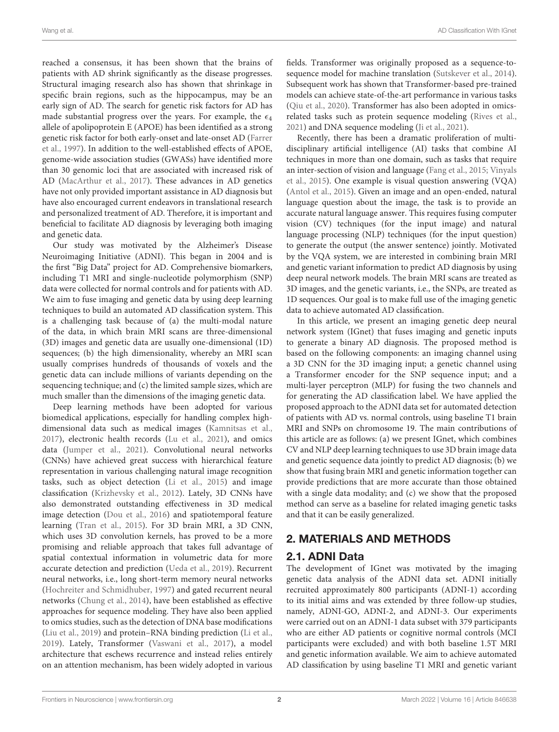reached a consensus, it has been shown that the brains of patients with AD shrink significantly as the disease progresses. Structural imaging research also has shown that shrinkage in specific brain regions, such as the hippocampus, may be an early sign of AD. The search for genetic risk factors for AD has made substantial progress over the years. For example, the $\epsilon_4$ allele of apolipoprotein E (APOE) has been identified as a strong genetic risk factor for both early-onset and late-onset AD (Farrer et al., 1997). In addition to the well-established effects of APOE, genome-wide association studies (GWASs) have identified more than 30 genomic loci that are associated with increased risk of AD (MacArthur et al., 2017). These advances in AD genetics have not only provided important assistance in AD diagnosis but have also encouraged current endeavors in translational research and personalized treatment of AD. Therefore, it is important and beneficial to facilitate AD diagnosis by leveraging both imaging and genetic data.

Our study was motivated by the Alzheimer's Disease Neuroimaging Initiative (ADNI). This began in 2004 and is the first "Big Data" project for AD. Comprehensive biomarkers, including T1 MRI and single-nucleotide polymorphism (SNP) data were collected for normal controls and for patients with AD. We aim to fuse imaging and genetic data by using deep learning techniques to build an automated AD classification system. This is a challenging task because of (a) the multi-modal nature of the data, in which brain MRI scans are three-dimensional (3D) images and genetic data are usually one-dimensional (1D) sequences; (b) the high dimensionality, whereby an MRI scan usually comprises hundreds of thousands of voxels and the genetic data can include millions of variants depending on the sequencing technique; and (c) the limited sample sizes, which are much smaller than the dimensions of the imaging genetic data.

Deep learning methods have been adopted for various biomedical applications, especially for handling complex high-dimensional data such as medical images (Kamnitsas et al., 2017), electronic health records (Lu et al., 2021), and omics data (Jumper et al., 2021). Convolutional neural networks (CNNs) have achieved great success with hierarchical feature representation in various challenging natural image recognition tasks, such as object detection (Li et al., 2015) and image classification (Krizhevsky et al., 2012). Lately, 3D CNNs have also demonstrated outstanding effectiveness in 3D medical image detection (Dou et al., 2016) and spatiotemporal feature learning (Tran et al., 2015). For 3D brain MRI, a 3D CNN, which uses 3D convolution kernels, has proved to be a more promising and reliable approach that takes full advantage of spatial contextual information in volumetric data for more accurate detection and prediction (Ueda et al., 2019). Recurrent neural networks, i.e., long short-term memory neural networks (Hochreiter and Schmidhuber, 1997) and gated recurrent neural networks (Chung et al., 2014), have been established as effective approaches for sequence modeling. They have also been applied to omics studies, such as the detection of DNA base modifications (Liu et al., 2019) and protein–RNA binding prediction (Li et al., 2019). Lately, Transformer (Vaswani et al., 2017), a model architecture that eschews recurrence and instead relies entirely on an attention mechanism, has been widely adopted in various fields. Transformer was originally proposed as a sequence-to-sequence model for machine translation (Sutskever et al., 2014). Subsequent work has shown that Transformer-based pre-trained models can achieve state-of-the-art performance in various tasks (Qiu et al., 2020). Transformer has also been adopted in omics-related tasks such as protein sequence modeling (Rives et al., 2021) and DNA sequence modeling (Ji et al., 2021).

Recently, there has been a dramatic proliferation of multi-disciplinary artificial intelligence (AI) tasks that combine AI techniques in more than one domain, such as tasks that require an inter-section of vision and language (Fang et al., 2015; Vinyals et al., 2015). One example is visual question answering (VQA) (Antol et al., 2015). Given an image and an open-ended, natural language question about the image, the task is to provide an accurate natural language answer. This requires fusing computer vision (CV) techniques (for the input image) and natural language processing (NLP) techniques (for the input question) to generate the output (the answer sentence) jointly. Motivated by the VQA system, we are interested in combining brain MRI and genetic variant information to predict AD diagnosis by using deep neural network models. The brain MRI scans are treated as 3D images, and the genetic variants, i.e., the SNPs, are treated as 1D sequences. Our goal is to make full use of the imaging genetic data to achieve automated AD classification.

In this article, we present an imaging genetic deep neural network system (IGnet) that fuses imaging and genetic inputs to generate a binary AD diagnosis. The proposed method is based on the following components: an imaging channel using a 3D CNN for the 3D imaging input; a genetic channel using a Transformer encoder for the SNP sequence input; and a multi-layer perceptron (MLP) for fusing the two channels and for generating the AD classification label. We have applied the proposed approach to the ADNI data set for automated detection of patients with AD vs. normal controls, using baseline T1 brain MRI and SNPs on chromosome 19. The main contributions of this article are as follows: (a) we present IGnet, which combines CV and NLP deep learning techniques to use 3D brain image data and genetic sequence data jointly to predict AD diagnosis; (b) we show that fusing brain MRI and genetic information together can provide predictions that are more accurate than those obtained with a single data modality; and (c) we show that the proposed method can serve as a baseline for related imaging genetic tasks and that it can be easily generalized.

## 2. MATERIALS AND METHODS

### 2.1. ADNI Data

The development of IGnet was motivated by the imaging genetic data analysis of the ADNI data set. ADNI initially recruited approximately 800 participants (ADNI-1) according to its initial aims and was extended by three follow-up studies, namely, ADNI-GO, ADNI-2, and ADNI-3. Our experiments were carried out on an ADNI-1 data subset with 379 participants who are either AD patients or cognitive normal controls (MCI participants were excluded) and with both baseline 1.5T MRI and genetic information available. We aim to achieve automated AD classification by using baseline T1 MRI and genetic variant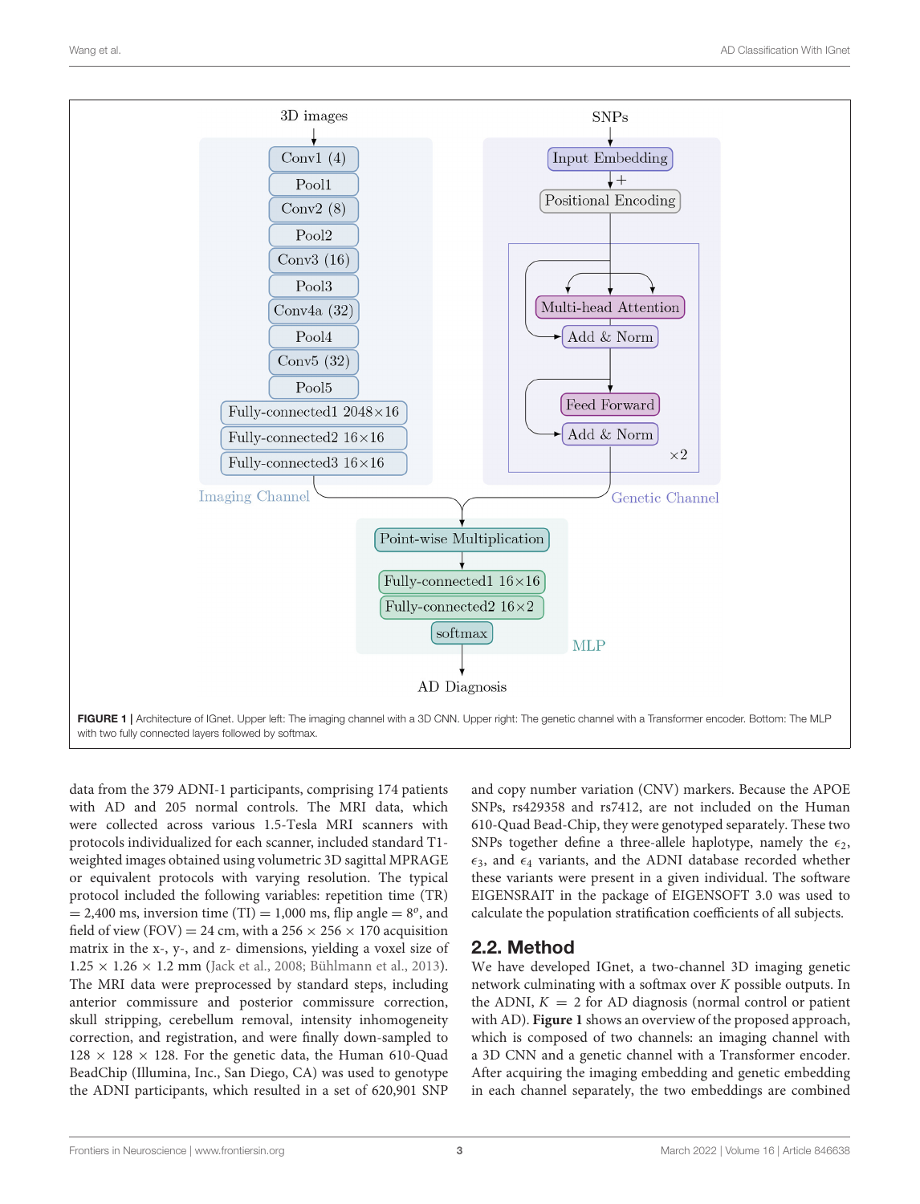FIGURE 1 | Architecture of IGnet. Upper left: The imaging channel with a 3D CNN. Upper right: The genetic channel with a Transformer encoder. Bottom: The MLP with two fully connected layers followed by softmax.

data from the 379 ADNI-1 participants, comprising 174 patients with AD and 205 normal controls. The MRI data, which were collected across various 1.5-Tesla MRI scanners with protocols individualized for each scanner, included standard T1-weighted images obtained using volumetric 3D sagittal MPRAGE or equivalent protocols with varying resolution. The typical protocol included the following variables: repetition time (TR) = 2,400 ms, inversion time (TI) = 1,000 ms, flip angle = $8^o$, and field of view (FOV) = 24 cm, with a 256 × 256 × 170 acquisition matrix in the x-, y-, and z- dimensions, yielding a voxel size of 1.25 × 1.26 × 1.2 mm (Jack et al., 2008; Bühlmann et al., 2013). The MRI data were preprocessed by standard steps, including anterior commissure and posterior commissure correction, skull stripping, cerebellum removal, intensity inhomogeneity correction, and registration, and were finally down-sampled to 128 × 128 × 128. For the genetic data, the Human 610-Quad BeadChip (Illumina, Inc., San Diego, CA) was used to genotype the ADNI participants, which resulted in a set of 620,901 SNP and copy number variation (CNV) markers. Because the APOE SNPs, rs429358 and rs7412, are not included on the Human 610-Quad Bead-Chip, they were genotyped separately. These two SNPs together define a three-allele haplotype, namely the $\epsilon_2$, $\epsilon_3$, and $\epsilon_4$ variants, and the ADNI database recorded whether these variants were present in a given individual. The software EIGENSRAIT in the package of EIGENSOFT 3.0 was used to calculate the population stratification coefficients of all subjects.

## 2.2. Method

We have developed IGnet, a two-channel 3D imaging genetic network culminating with a softmax over $K$ possible outputs. In the ADNI, $K = 2$ for AD diagnosis (normal control or patient with AD). **Figure 1** shows an overview of the proposed approach, which is composed of two channels: an imaging channel with a 3D CNN and a genetic channel with a Transformer encoder. After acquiring the imaging embedding and genetic embedding in each channel separately, the two embeddings are combined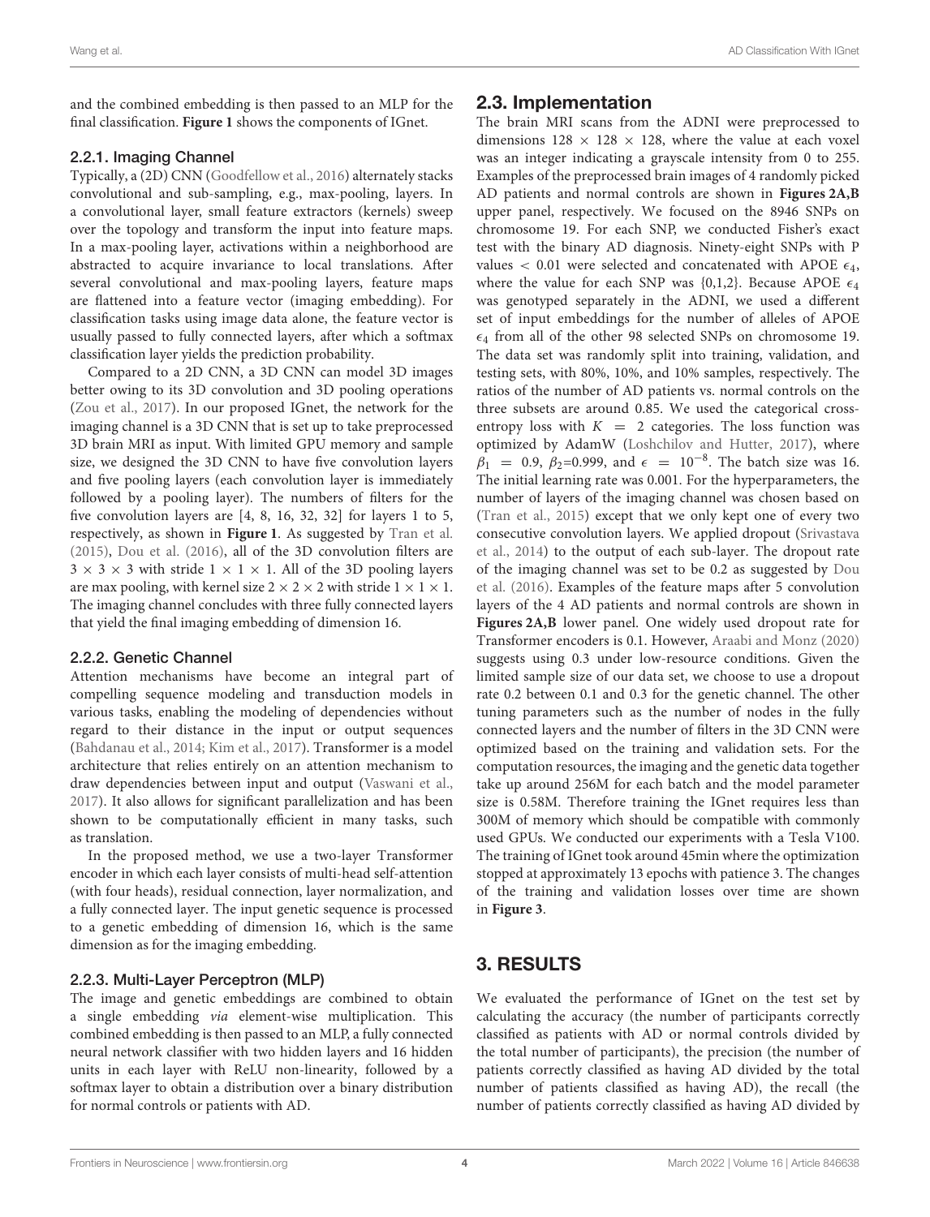and the combined embedding is then passed to an MLP for the final classification. **Figure 1** shows the components of IGnet.

### 2.2.1. Imaging Channel

Typically, a (2D) CNN (Goodfellow et al., 2016) alternately stacks convolutional and sub-sampling, e.g., max-pooling, layers. In a convolutional layer, small feature extractors (kernels) sweep over the topology and transform the input into feature maps. In a max-pooling layer, activations within a neighborhood are abstracted to acquire invariance to local translations. After several convolutional and max-pooling layers, feature maps are flattened into a feature vector (imaging embedding). For classification tasks using image data alone, the feature vector is usually passed to fully connected layers, after which a softmax classification layer yields the prediction probability.

Compared to a 2D CNN, a 3D CNN can model 3D images better owing to its 3D convolution and 3D pooling operations (Zou et al., 2017). In our proposed IGnet, the network for the imaging channel is a 3D CNN that is set up to take preprocessed 3D brain MRI as input. With limited GPU memory and sample size, we designed the 3D CNN to have five convolution layers and five pooling layers (each convolution layer is immediately followed by a pooling layer). The numbers of filters for the five convolution layers are [4, 8, 16, 32, 32] for layers 1 to 5, respectively, as shown in **Figure 1**. As suggested by Tran et al. (2015), Dou et al. (2016), all of the 3D convolution filters are $3 \times 3 \times 3$ with stride $1 \times 1 \times 1$. All of the 3D pooling layers are max pooling, with kernel size $2 \times 2 \times 2$ with stride $1 \times 1 \times 1$. The imaging channel concludes with three fully connected layers that yield the final imaging embedding of dimension 16.

### 2.2.2. Genetic Channel

Attention mechanisms have become an integral part of compelling sequence modeling and transduction models in various tasks, enabling the modeling of dependencies without regard to their distance in the input or output sequences (Bahdanau et al., 2014; Kim et al., 2017). Transformer is a model architecture that relies entirely on an attention mechanism to draw dependencies between input and output (Vaswani et al., 2017). It also allows for significant parallelization and has been shown to be computationally efficient in many tasks, such as translation.

In the proposed method, we use a two-layer Transformer encoder in which each layer consists of multi-head self-attention (with four heads), residual connection, layer normalization, and a fully connected layer. The input genetic sequence is processed to a genetic embedding of dimension 16, which is the same dimension as for the imaging embedding.

### 2.2.3. Multi-Layer Perceptron (MLP)

The image and genetic embeddings are combined to obtain a single embedding *via* element-wise multiplication. This combined embedding is then passed to an MLP, a fully connected neural network classifier with two hidden layers and 16 hidden units in each layer with ReLU non-linearity, followed by a softmax layer to obtain a distribution over a binary distribution for normal controls or patients with AD.

## 2.3. Implementation

The brain MRI scans from the ADNI were preprocessed to dimensions $128 \times 128 \times 128$, where the value at each voxel was an integer indicating a grayscale intensity from 0 to 255. Examples of the preprocessed brain images of 4 randomly picked AD patients and normal controls are shown in **Figures 2A,B** upper panel, respectively. We focused on the 8946 SNPs on chromosome 19. For each SNP, we conducted Fisher's exact test with the binary AD diagnosis. Ninety-eight SNPs with P values $< 0.01$ were selected and concatenated with APOE $\epsilon_4$, where the value for each SNP was {0,1,2}. Because APOE $\epsilon_4$ was genotyped separately in the ADNI, we used a different set of input embeddings for the number of alleles of APOE $\epsilon_4$ from all of the other 98 selected SNPs on chromosome 19. The data set was randomly split into training, validation, and testing sets, with 80%, 10%, and 10% samples, respectively. The ratios of the number of AD patients vs. normal controls on the three subsets are around 0.85. We used the categorical cross-entropy loss with $K = 2$ categories. The loss function was optimized by AdamW (Loshchilov and Hutter, 2017), where $\beta_1 = 0.9$, $\beta_2$=0.999, and $\epsilon = 10^{-8}$. The batch size was 16. The initial learning rate was 0.001. For the hyperparameters, the number of layers of the imaging channel was chosen based on (Tran et al., 2015) except that we only kept one of every two consecutive convolution layers. We applied dropout (Srivastava et al., 2014) to the output of each sub-layer. The dropout rate of the imaging channel was set to be 0.2 as suggested by Dou et al. (2016). Examples of the feature maps after 5 convolution layers of the 4 AD patients and normal controls are shown in **Figures 2A,B** lower panel. One widely used dropout rate for Transformer encoders is 0.1. However, Araabi and Monz (2020) suggests using 0.3 under low-resource conditions. Given the limited sample size of our data set, we choose to use a dropout rate 0.2 between 0.1 and 0.3 for the genetic channel. The other tuning parameters such as the number of nodes in the fully connected layers and the number of filters in the 3D CNN were optimized based on the training and validation sets. For the computation resources, the imaging and the genetic data together take up around 256M for each batch and the model parameter size is 0.58M. Therefore training the IGnet requires less than 300M of memory which should be compatible with commonly used GPUs. We conducted our experiments with a Tesla V100. The training of IGnet took around 45min where the optimization stopped at approximately 13 epochs with patience 3. The changes of the training and validation losses over time are shown in **Figure 3**.

# 3. RESULTS

We evaluated the performance of IGnet on the test set by calculating the accuracy (the number of participants correctly classified as patients with AD or normal controls divided by the total number of participants), the precision (the number of patients correctly classified as having AD divided by the total number of patients classified as having AD), the recall (the number of patients correctly classified as having AD divided by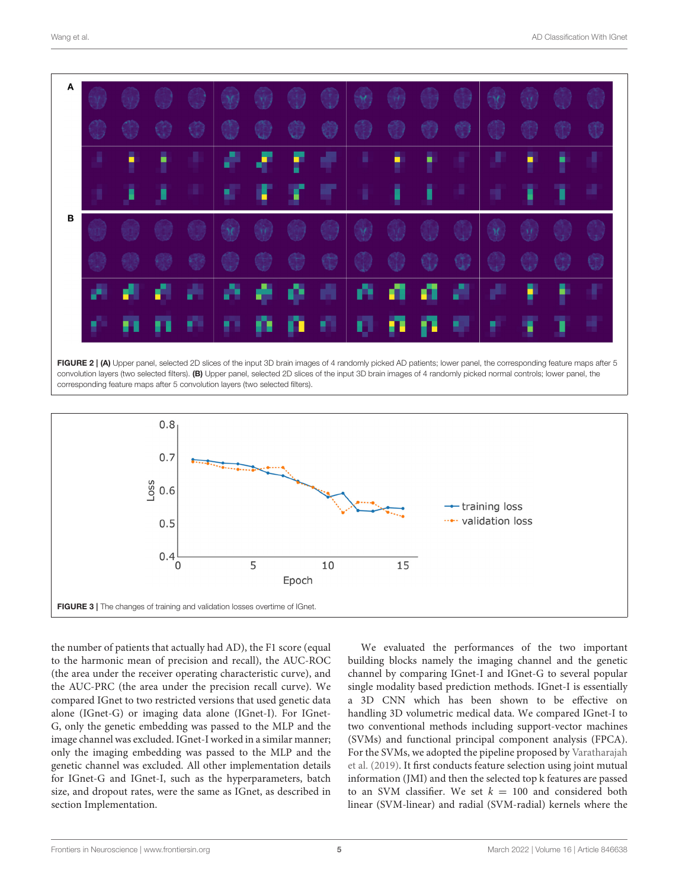FIGURE 2 | **(A)** Upper panel, selected 2D slices of the input 3D brain images of 4 randomly picked AD patients; lower panel, the corresponding feature maps after 5 convolution layers (two selected filters). **(B)** Upper panel, selected 2D slices of the input 3D brain images of 4 randomly picked normal controls; lower panel, the corresponding feature maps after 5 convolution layers (two selected filters).

FIGURE 3 | The changes of training and validation losses overtime of IGnet.

the number of patients that actually had AD), the F1 score (equal to the harmonic mean of precision and recall), the AUC-ROC (the area under the receiver operating characteristic curve), and the AUC-PRC (the area under the precision recall curve). We compared IGnet to two restricted versions that used genetic data alone (IGnet-G) or imaging data alone (IGnet-I). For IGnet-G, only the genetic embedding was passed to the MLP and the image channel was excluded. IGnet-I worked in a similar manner; only the imaging embedding was passed to the MLP and the genetic channel was excluded. All other implementation details for IGnet-G and IGnet-I, such as the hyperparameters, batch size, and dropout rates, were the same as IGnet, as described in section Implementation.

We evaluated the performances of the two important building blocks namely the imaging channel and the genetic channel by comparing IGnet-I and IGnet-G to several popular single modality based prediction methods. IGnet-I is essentially a 3D CNN which has been shown to be effective on handling 3D volumetric medical data. We compared IGnet-I to two conventional methods including support-vector machines (SVMs) and functional principal component analysis (FPCA). For the SVMs, we adopted the pipeline proposed by Varatharajah et al. (2019). It first conducts feature selection using joint mutual information (JMI) and then the selected top k features are passed to an SVM classifier. We set $k = 100$ and considered both linear (SVM-linear) and radial (SVM-radial) kernels where the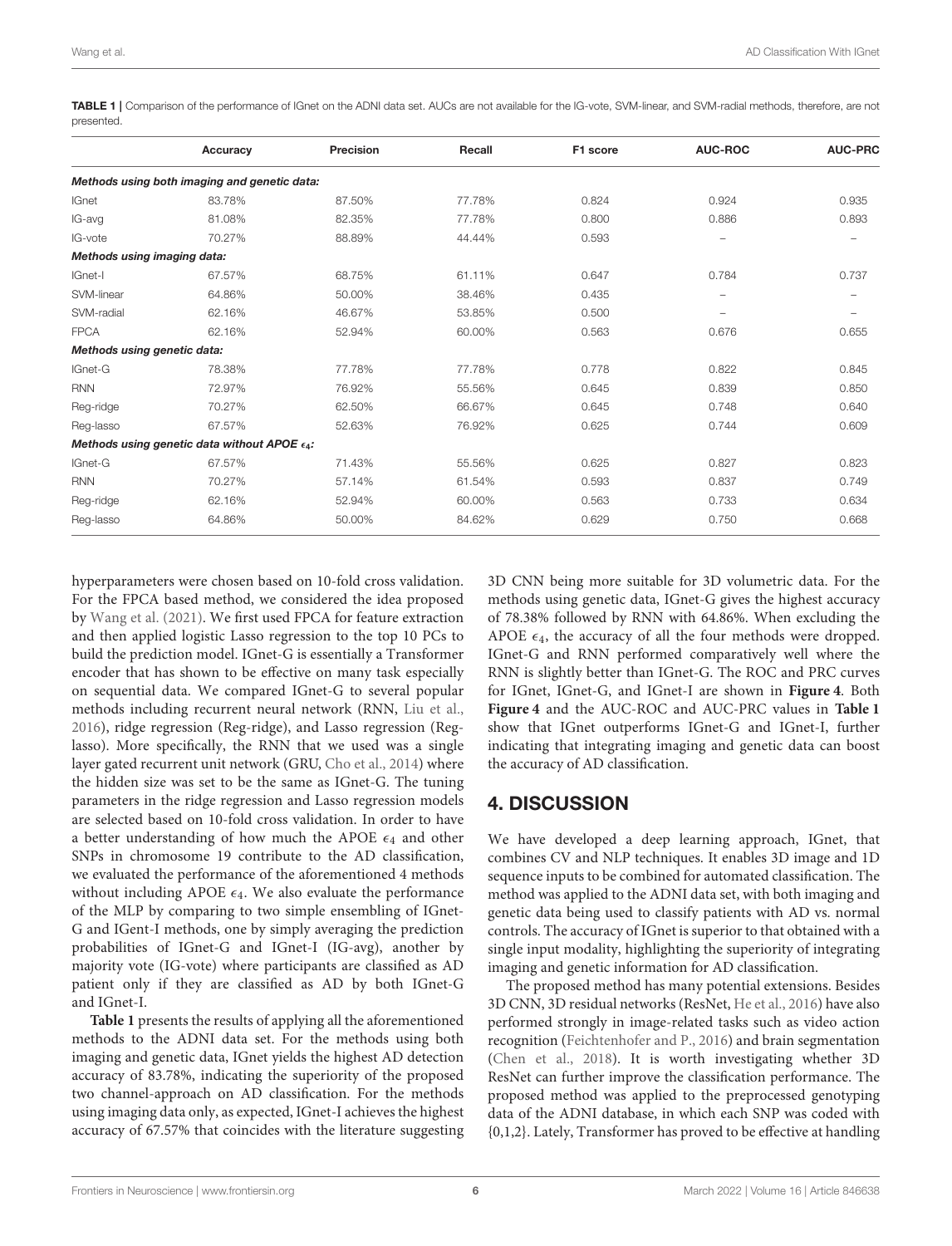**TABLE 1 |** Comparison of the performance of IGnet on the ADNI data set. AUCs are not available for the IG-vote, SVM-linear, and SVM-radial methods, therefore, are not presented.

| | Accuracy | Precision | Recall | F1 score | AUC-ROC | AUC-PRC |
|---|---|---|---|---|---|---|
| *Methods using both imaging and genetic data:* | | | | | | |
| IGnet | 83.78% | 87.50% | 77.78% | 0.824 | 0.924 | 0.935 |
| IG-avg | 81.08% | 82.35% | 77.78% | 0.800 | 0.886 | 0.893 |
| IG-vote | 70.27% | 88.89% | 44.44% | 0.593 | – | – |
| *Methods using imaging data:* | | | | | | |
| IGnet-I | 67.57% | 68.75% | 61.11% | 0.647 | 0.784 | 0.737 |
| SVM-linear | 64.86% | 50.00% | 38.46% | 0.435 | – | – |
| SVM-radial | 62.16% | 46.67% | 53.85% | 0.500 | – | – |
| FPCA | 62.16% | 52.94% | 60.00% | 0.563 | 0.676 | 0.655 |
| *Methods using genetic data:* | | | | | | |
| IGnet-G | 78.38% | 77.78% | 77.78% | 0.778 | 0.822 | 0.845 |
| RNN | 72.97% | 76.92% | 55.56% | 0.645 | 0.839 | 0.850 |
| Reg-ridge | 70.27% | 62.50% | 66.67% | 0.645 | 0.748 | 0.640 |
| Reg-lasso | 67.57% | 52.63% | 76.92% | 0.625 | 0.744 | 0.609 |
| *Methods using genetic data without APOE $\epsilon_4$:* | | | | | | |
| IGnet-G | 67.57% | 71.43% | 55.56% | 0.625 | 0.827 | 0.823 |
| RNN | 70.27% | 57.14% | 61.54% | 0.593 | 0.837 | 0.749 |
| Reg-ridge | 62.16% | 52.94% | 60.00% | 0.563 | 0.733 | 0.634 |
| Reg-lasso | 64.86% | 50.00% | 84.62% | 0.629 | 0.750 | 0.668 |

hyperparameters were chosen based on 10-fold cross validation. For the FPCA based method, we considered the idea proposed by Wang et al. (2021). We first used FPCA for feature extraction and then applied logistic Lasso regression to the top 10 PCs to build the prediction model. IGnet-G is essentially a Transformer encoder that has shown to be effective on many task especially on sequential data. We compared IGnet-G to several popular methods including recurrent neural network (RNN, Liu et al., 2016), ridge regression (Reg-ridge), and Lasso regression (Reg-lasso). More specifically, the RNN that we used was a single layer gated recurrent unit network (GRU, Cho et al., 2014) where the hidden size was set to be the same as IGnet-G. The tuning parameters in the ridge regression and Lasso regression models are selected based on 10-fold cross validation. In order to have a better understanding of how much the APOE $\epsilon_4$ and other SNPs in chromosome 19 contribute to the AD classification, we evaluated the performance of the aforementioned 4 methods without including APOE $\epsilon_4$. We also evaluate the performance of the MLP by comparing to two simple ensembling of IGnet-G and IGent-I methods, one by simply averaging the prediction probabilities of IGnet-G and IGnet-I (IG-avg), another by majority vote (IG-vote) where participants are classified as AD patient only if they are classified as AD by both IGnet-G and IGnet-I.

**Table 1** presents the results of applying all the aforementioned methods to the ADNI data set. For the methods using both imaging and genetic data, IGnet yields the highest AD detection accuracy of 83.78%, indicating the superiority of the proposed two channel-approach on AD classification. For the methods using imaging data only, as expected, IGnet-I achieves the highest accuracy of 67.57% that coincides with the literature suggesting 3D CNN being more suitable for 3D volumetric data. For the methods using genetic data, IGnet-G gives the highest accuracy of 78.38% followed by RNN with 64.86%. When excluding the APOE $\epsilon_4$, the accuracy of all the four methods were dropped. IGnet-G and RNN performed comparatively well where the RNN is slightly better than IGnet-G. The ROC and PRC curves for IGnet, IGnet-G, and IGnet-I are shown in **Figure 4**. Both **Figure 4** and the AUC-ROC and AUC-PRC values in **Table 1** show that IGnet outperforms IGnet-G and IGnet-I, further indicating that integrating imaging and genetic data can boost the accuracy of AD classification.

## 4. DISCUSSION

We have developed a deep learning approach, IGnet, that combines CV and NLP techniques. It enables 3D image and 1D sequence inputs to be combined for automated classification. The method was applied to the ADNI data set, with both imaging and genetic data being used to classify patients with AD vs. normal controls. The accuracy of IGnet is superior to that obtained with a single input modality, highlighting the superiority of integrating imaging and genetic information for AD classification.

The proposed method has many potential extensions. Besides 3D CNN, 3D residual networks (ResNet, He et al., 2016) have also performed strongly in image-related tasks such as video action recognition (Feichtenhofer and P., 2016) and brain segmentation (Chen et al., 2018). It is worth investigating whether 3D ResNet can further improve the classification performance. The proposed method was applied to the preprocessed genotyping data of the ADNI database, in which each SNP was coded with {0,1,2}. Lately, Transformer has proved to be effective at handling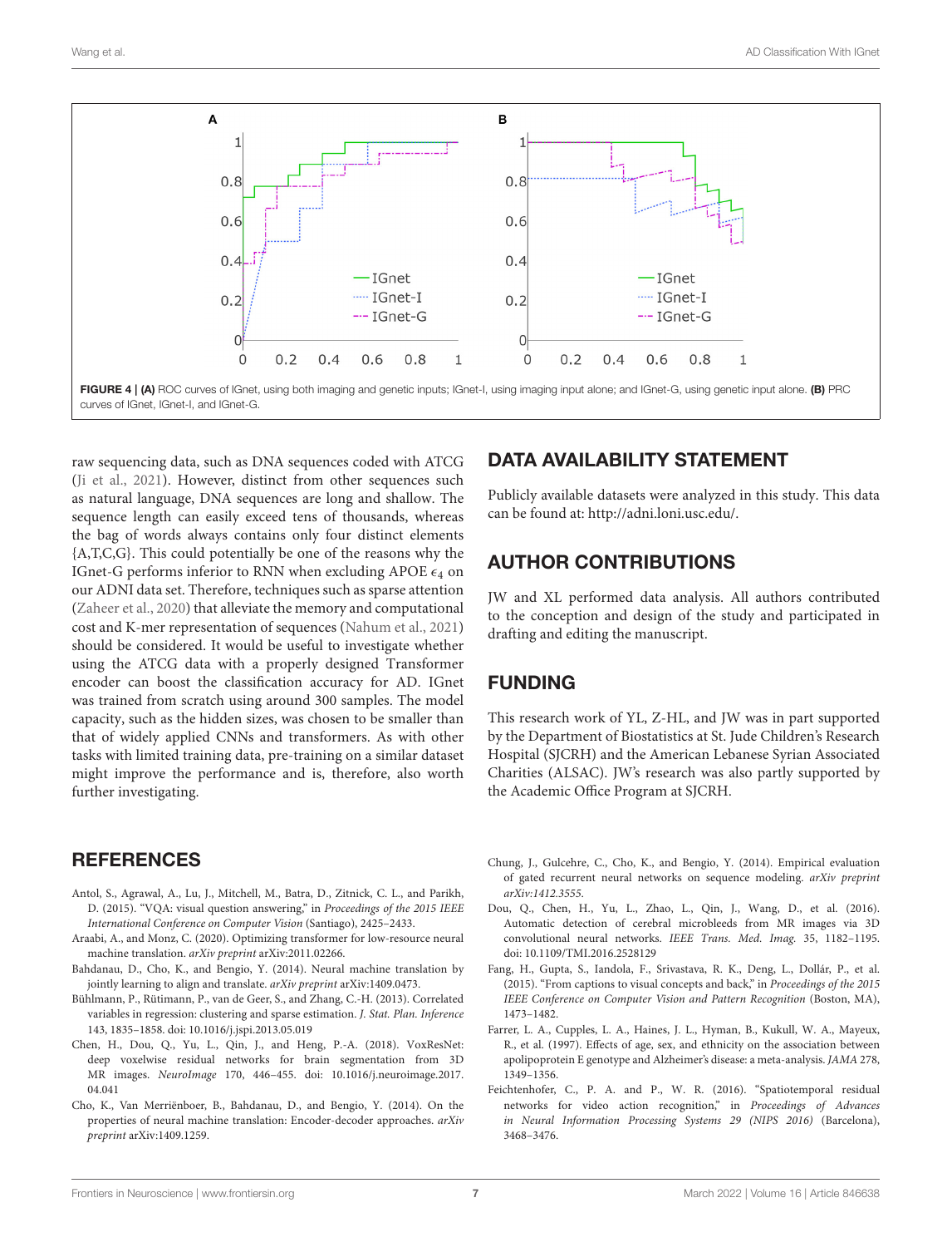**FIGURE 4 | (A)** ROC curves of IGnet, using both imaging and genetic inputs; IGnet-I, using imaging input alone; and IGnet-G, using genetic input alone. **(B)** PRC curves of IGnet, IGnet-I, and IGnet-G.

raw sequencing data, such as DNA sequences coded with ATCG (Ji et al., 2021). However, distinct from other sequences such as natural language, DNA sequences are long and shallow. The sequence length can easily exceed tens of thousands, whereas the bag of words always contains only four distinct elements {A,T,C,G}. This could potentially be one of the reasons why the IGnet-G performs inferior to RNN when excluding APOE $\epsilon_4$ on our ADNI data set. Therefore, techniques such as sparse attention (Zaheer et al., 2020) that alleviate the memory and computational cost and K-mer representation of sequences (Nahum et al., 2021) should be considered. It would be useful to investigate whether using the ATCG data with a properly designed Transformer encoder can boost the classification accuracy for AD. IGnet was trained from scratch using around 300 samples. The model capacity, such as the hidden sizes, was chosen to be smaller than that of widely applied CNNs and transformers. As with other tasks with limited training data, pre-training on a similar dataset might improve the performance and is, therefore, also worth further investigating.

## DATA AVAILABILITY STATEMENT

Publicly available datasets were analyzed in this study. This data can be found at: http://adni.loni.usc.edu/.

## AUTHOR CONTRIBUTIONS

JW and XL performed data analysis. All authors contributed to the conception and design of the study and participated in drafting and editing the manuscript.

## FUNDING

This research work of YL, Z-HL, and JW was in part supported by the Department of Biostatistics at St. Jude Children's Research Hospital (SJCRH) and the American Lebanese Syrian Associated Charities (ALSAC). JW's research was also partly supported by the Academic Office Program at SJCRH.

## REFERENCES

Antol, S., Agrawal, A., Lu, J., Mitchell, M., Batra, D., Zitnick, C. L., and Parikh, D. (2015). "VQA: visual question answering," in *Proceedings of the 2015 IEEE International Conference on Computer Vision* (Santiago), 2425–2433.

Araabi, A., and Monz, C. (2020). Optimizing transformer for low-resource neural machine translation. *arXiv preprint* arXiv:2011.02266.

Bahdanau, D., Cho, K., and Bengio, Y. (2014). Neural machine translation by jointly learning to align and translate. *arXiv preprint* arXiv:1409.0473.

Bühlmann, P., Rütimann, P., van de Geer, S., and Zhang, C.-H. (2013). Correlated variables in regression: clustering and sparse estimation. *J. Stat. Plan. Inference* 143, 1835–1858. doi: 10.1016/j.jspi.2013.05.019

Chen, H., Dou, Q., Yu, L., Qin, J., and Heng, P.-A. (2018). VoxResNet: deep voxelwise residual networks for brain segmentation from 3D MR images. *NeuroImage* 170, 446–455. doi: 10.1016/j.neuroimage.2017.04.041

Cho, K., Van Merriënboer, B., Bahdanau, D., and Bengio, Y. (2014). On the properties of neural machine translation: Encoder-decoder approaches. *arXiv preprint* arXiv:1409.1259.

Chung, J., Gulcehre, C., Cho, K., and Bengio, Y. (2014). Empirical evaluation of gated recurrent neural networks on sequence modeling. *arXiv preprint arXiv:1412.3555*.

Dou, Q., Chen, H., Yu, L., Zhao, L., Qin, J., Wang, D., et al. (2016). Automatic detection of cerebral microbleeds from MR images via 3D convolutional neural networks. *IEEE Trans. Med. Imag.* 35, 1182–1195. doi: 10.1109/TMI.2016.2528129

Fang, H., Gupta, S., Iandola, F., Srivastava, R. K., Deng, L., Dollár, P., et al. (2015). "From captions to visual concepts and back," in *Proceedings of the 2015 IEEE Conference on Computer Vision and Pattern Recognition* (Boston, MA), 1473–1482.

Farrer, L. A., Cupples, L. A., Haines, J. L., Hyman, B., Kukull, W. A., Mayeux, R., et al. (1997). Effects of age, sex, and ethnicity on the association between apolipoprotein E genotype and Alzheimer's disease: a meta-analysis. *JAMA* 278, 1349–1356.

Feichtenhofer, C., P. A. and P., W. R. (2016). "Spatiotemporal residual networks for video action recognition," in *Proceedings of Advances in Neural Information Processing Systems 29 (NIPS 2016)* (Barcelona), 3468–3476.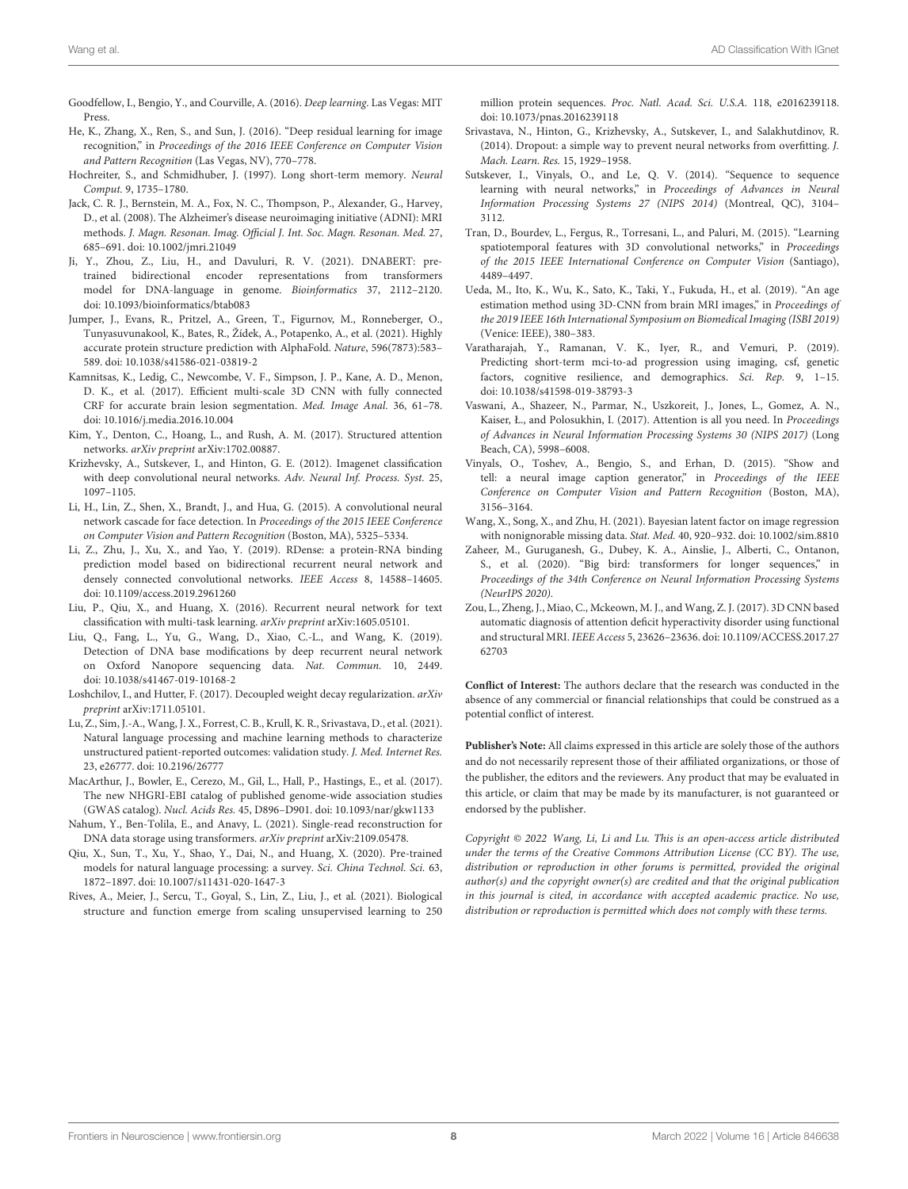Goodfellow, I., Bengio, Y., and Courville, A. (2016). *Deep learning*. Las Vegas: MIT Press.

He, K., Zhang, X., Ren, S., and Sun, J. (2016). "Deep residual learning for image recognition," in *Proceedings of the 2016 IEEE Conference on Computer Vision and Pattern Recognition* (Las Vegas, NV), 770–778.

Hochreiter, S., and Schmidhuber, J. (1997). Long short-term memory. *Neural Comput.* 9, 1735–1780.

Jack, C. R. J., Bernstein, M. A., Fox, N. C., Thompson, P., Alexander, G., Harvey, D., et al. (2008). The Alzheimer's disease neuroimaging initiative (ADNI): MRI methods. *J. Magn. Resonan. Imag. Official J. Int. Soc. Magn. Resonan. Med.* 27, 685–691. doi: 10.1002/jmri.21049

Ji, Y., Zhou, Z., Liu, H., and Davuluri, R. V. (2021). DNABERT: pre-trained bidirectional encoder representations from transformers model for DNA-language in genome. *Bioinformatics* 37, 2112–2120. doi: 10.1093/bioinformatics/btab083

Jumper, J., Evans, R., Pritzel, A., Green, T., Figurnov, M., Ronneberger, O., Tunyasuvunakool, K., Bates, R., Žídek, A., Potapenko, A., et al. (2021). Highly accurate protein structure prediction with AlphaFold. *Nature*, 596(7873):583–589. doi: 10.1038/s41586-021-03819-2

Kamnitsas, K., Ledig, C., Newcombe, V. F., Simpson, J. P., Kane, A. D., Menon, D. K., et al. (2017). Efficient multi-scale 3D CNN with fully connected CRF for accurate brain lesion segmentation. *Med. Image Anal.* 36, 61–78. doi: 10.1016/j.media.2016.10.004

Kim, Y., Denton, C., Hoang, L., and Rush, A. M. (2017). Structured attention networks. *arXiv preprint* arXiv:1702.00887.

Krizhevsky, A., Sutskever, I., and Hinton, G. E. (2012). Imagenet classification with deep convolutional neural networks. *Adv. Neural Inf. Process. Syst.* 25, 1097–1105.

Li, H., Lin, Z., Shen, X., Brandt, J., and Hua, G. (2015). A convolutional neural network cascade for face detection. In *Proceedings of the 2015 IEEE Conference on Computer Vision and Pattern Recognition* (Boston, MA), 5325–5334.

Li, Z., Zhu, J., Xu, X., and Yao, Y. (2019). RDense: a protein-RNA binding prediction model based on bidirectional recurrent neural network and densely connected convolutional networks. *IEEE Access* 8, 14588–14605. doi: 10.1109/access.2019.2961260

Liu, P., Qiu, X., and Huang, X. (2016). Recurrent neural network for text classification with multi-task learning. *arXiv preprint* arXiv:1605.05101.

Liu, Q., Fang, L., Yu, G., Wang, D., Xiao, C.-L., and Wang, K. (2019). Detection of DNA base modifications by deep recurrent neural network on Oxford Nanopore sequencing data. *Nat. Commun.* 10, 2449. doi: 10.1038/s41467-019-10168-2

Loshchilov, I., and Hutter, F. (2017). Decoupled weight decay regularization. *arXiv preprint* arXiv:1711.05101.

Lu, Z., Sim, J.-A., Wang, J. X., Forrest, C. B., Krull, K. R., Srivastava, D., et al. (2021). Natural language processing and machine learning methods to characterize unstructured patient-reported outcomes: validation study. *J. Med. Internet Res.* 23, e26777. doi: 10.2196/26777

MacArthur, J., Bowler, E., Cerezo, M., Gil, L., Hall, P., Hastings, E., et al. (2017). The new NHGRI-EBI catalog of published genome-wide association studies (GWAS catalog). *Nucl. Acids Res.* 45, D896–D901. doi: 10.1093/nar/gkw1133

Nahum, Y., Ben-Tolila, E., and Anavy, L. (2021). Single-read reconstruction for DNA data storage using transformers. *arXiv preprint* arXiv:2109.05478.

Qiu, X., Sun, T., Xu, Y., Shao, Y., Dai, N., and Huang, X. (2020). Pre-trained models for natural language processing: a survey. *Sci. China Technol. Sci.* 63, 1872–1897. doi: 10.1007/s11431-020-1647-3

Rives, A., Meier, J., Sercu, T., Goyal, S., Lin, Z., Liu, J., et al. (2021). Biological structure and function emerge from scaling unsupervised learning to 250 million protein sequences. *Proc. Natl. Acad. Sci. U.S.A.* 118, e2016239118. doi: 10.1073/pnas.2016239118

Srivastava, N., Hinton, G., Krizhevsky, A., Sutskever, I., and Salakhutdinov, R. (2014). Dropout: a simple way to prevent neural networks from overfitting. *J. Mach. Learn. Res.* 15, 1929–1958.

Sutskever, I., Vinyals, O., and Le, Q. V. (2014). "Sequence to sequence learning with neural networks," in *Proceedings of Advances in Neural Information Processing Systems 27 (NIPS 2014)* (Montreal, QC), 3104–3112.

Tran, D., Bourdev, L., Fergus, R., Torresani, L., and Paluri, M. (2015). "Learning spatiotemporal features with 3D convolutional networks," in *Proceedings of the 2015 IEEE International Conference on Computer Vision* (Santiago), 4489–4497.

Ueda, M., Ito, K., Wu, K., Sato, K., Taki, Y., Fukuda, H., et al. (2019). "An age estimation method using 3D-CNN from brain MRI images," in *Proceedings of the 2019 IEEE 16th International Symposium on Biomedical Imaging (ISBI 2019)* (Venice: IEEE), 380–383.

Varatharajah, Y., Ramanan, V. K., Iyer, R., and Vemuri, P. (2019). Predicting short-term mci-to-ad progression using imaging, csf, genetic factors, cognitive resilience, and demographics. *Sci. Rep.* 9, 1–15. doi: 10.1038/s41598-019-38793-3

Vaswani, A., Shazeer, N., Parmar, N., Uszkoreit, J., Jones, L., Gomez, A. N., Kaiser, Ł., and Polosukhin, I. (2017). Attention is all you need. In *Proceedings of Advances in Neural Information Processing Systems 30 (NIPS 2017)* (Long Beach, CA), 5998–6008.

Vinyals, O., Toshev, A., Bengio, S., and Erhan, D. (2015). "Show and tell: a neural image caption generator," in *Proceedings of the IEEE Conference on Computer Vision and Pattern Recognition* (Boston, MA), 3156–3164.

Wang, X., Song, X., and Zhu, H. (2021). Bayesian latent factor on image regression with nonignorable missing data. *Stat. Med.* 40, 920–932. doi: 10.1002/sim.8810

Zaheer, M., Guruganesh, G., Dubey, K. A., Ainslie, J., Alberti, C., Ontanon, S., et al. (2020). "Big bird: transformers for longer sequences," in *Proceedings of the 34th Conference on Neural Information Processing Systems (NeurIPS 2020)*.

Zou, L., Zheng, J., Miao, C., Mckeown, M. J., and Wang, Z. J. (2017). 3D CNN based automatic diagnosis of attention deficit hyperactivity disorder using functional and structural MRI. *IEEE Access* 5, 23626–23636. doi: 10.1109/ACCESS.2017.2762703

**Conflict of Interest:** The authors declare that the research was conducted in the absence of any commercial or financial relationships that could be construed as a potential conflict of interest.

**Publisher's Note:** All claims expressed in this article are solely those of the authors and do not necessarily represent those of their affiliated organizations, or those of the publisher, the editors and the reviewers. Any product that may be evaluated in this article, or claim that may be made by its manufacturer, is not guaranteed or endorsed by the publisher.

*Copyright © 2022 Wang, Li, Li and Lu. This is an open-access article distributed under the terms of the Creative Commons Attribution License (CC BY). The use, distribution or reproduction in other forums is permitted, provided the original author(s) and the copyright owner(s) are credited and that the original publication in this journal is cited, in accordance with accepted academic practice. No use, distribution or reproduction is permitted which does not comply with these terms.*